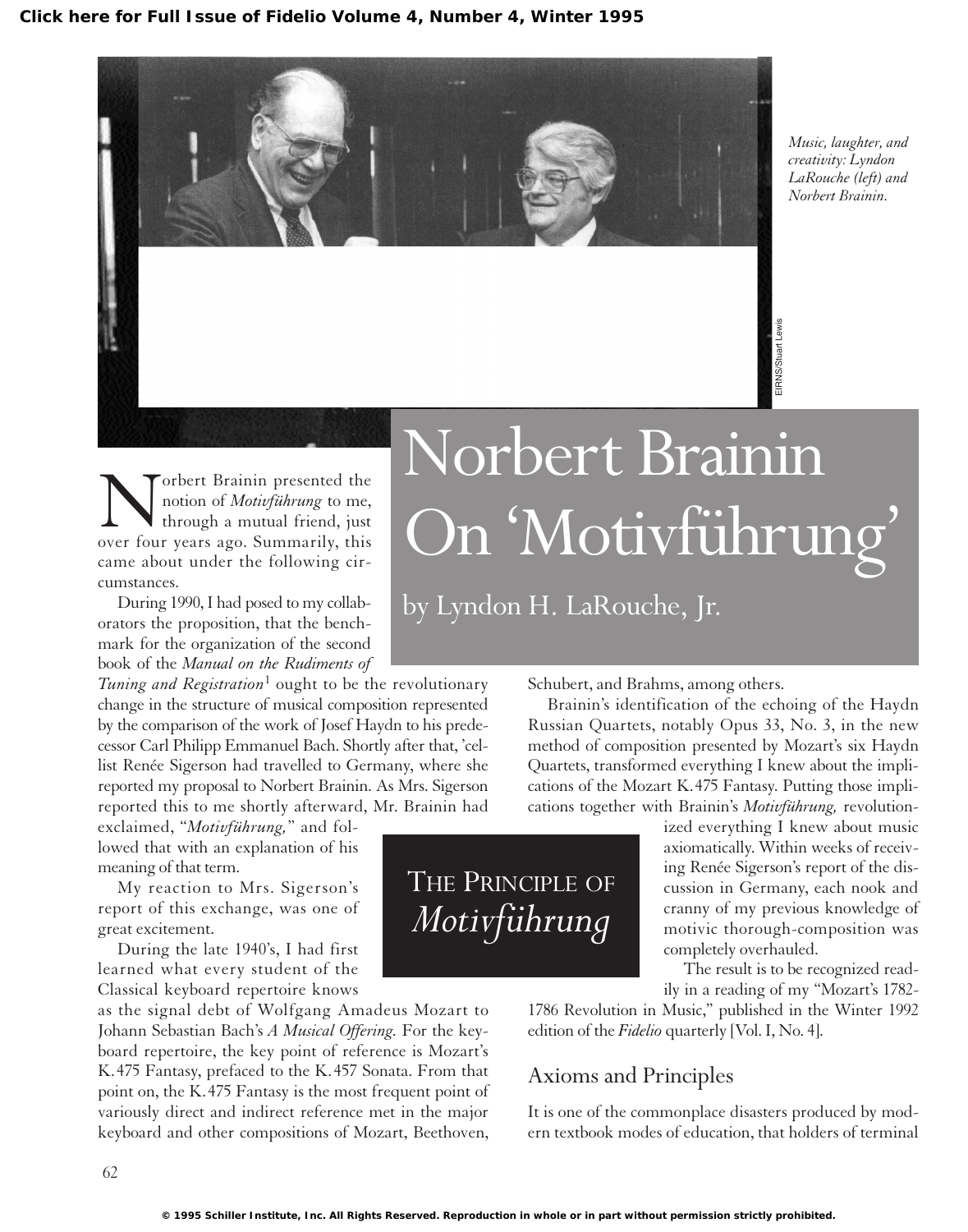Music, laughter, and creativity: Lyndon LaRouche (left) and Norbert Brainin.

EIRNS/Stuart Lewis

# Norbert Brainin On 'Motivführung'

by Lyndon H. LaRouche, Jr.

Norbert Brainin presented the notion of *Motivführung* to me, through a mutual friend, just over four years ago. Summarily, this came about under the following circumstances.

During 1990, I had posed to my collaborators the proposition, that the benchmark for the organization of the second book of the *Manual on the Rudiments of Tuning and Registration*[1] ought to be the revolutionary change in the structure of musical composition represented by the comparison of the work of Josef Haydn to his predecessor Carl Philipp Emmanuel Bach. Shortly after that, 'cellist Renée Sigerson had travelled to Germany, where she reported my proposal to Norbert Brainin. As Mrs. Sigerson reported this to me shortly afterward, Mr. Brainin had exclaimed, "*Motivführung,*" and followed that with an explanation of his meaning of that term.

My reaction to Mrs. Sigerson's report of this exchange, was one of great excitement.

During the late 1940's, I had first learned what every student of the Classical keyboard repertoire knows as the signal debt of Wolfgang Amadeus Mozart to Johann Sebastian Bach's *A Musical Offering.* For the keyboard repertoire, the key point of reference is Mozart's K.475 Fantasy, prefaced to the K.457 Sonata. From that point on, the K.475 Fantasy is the most frequent point of variously direct and indirect reference met in the major keyboard and other compositions of Mozart, Beethoven, Schubert, and Brahms, among others.

## The Principle of *Motivführung*

Brainin's identification of the echoing of the Haydn Russian Quartets, notably Opus 33, No. 3, in the new method of composition presented by Mozart's six Haydn Quartets, transformed everything I knew about the implications of the Mozart K.475 Fantasy. Putting those implications together with Brainin's *Motivführung,* revolutionized everything I knew about music axiomatically. Within weeks of receiving Renée Sigerson's report of the discussion in Germany, each nook and cranny of my previous knowledge of motivic thorough-composition was completely overhauled.

The result is to be recognized readily in a reading of my "Mozart's 1782-1786 Revolution in Music," published in the Winter 1992 edition of the *Fidelio* quarterly [Vol. I, No. 4].

## Axioms and Principles

It is one of the commonplace disasters produced by modern textbook modes of education, that holders of terminal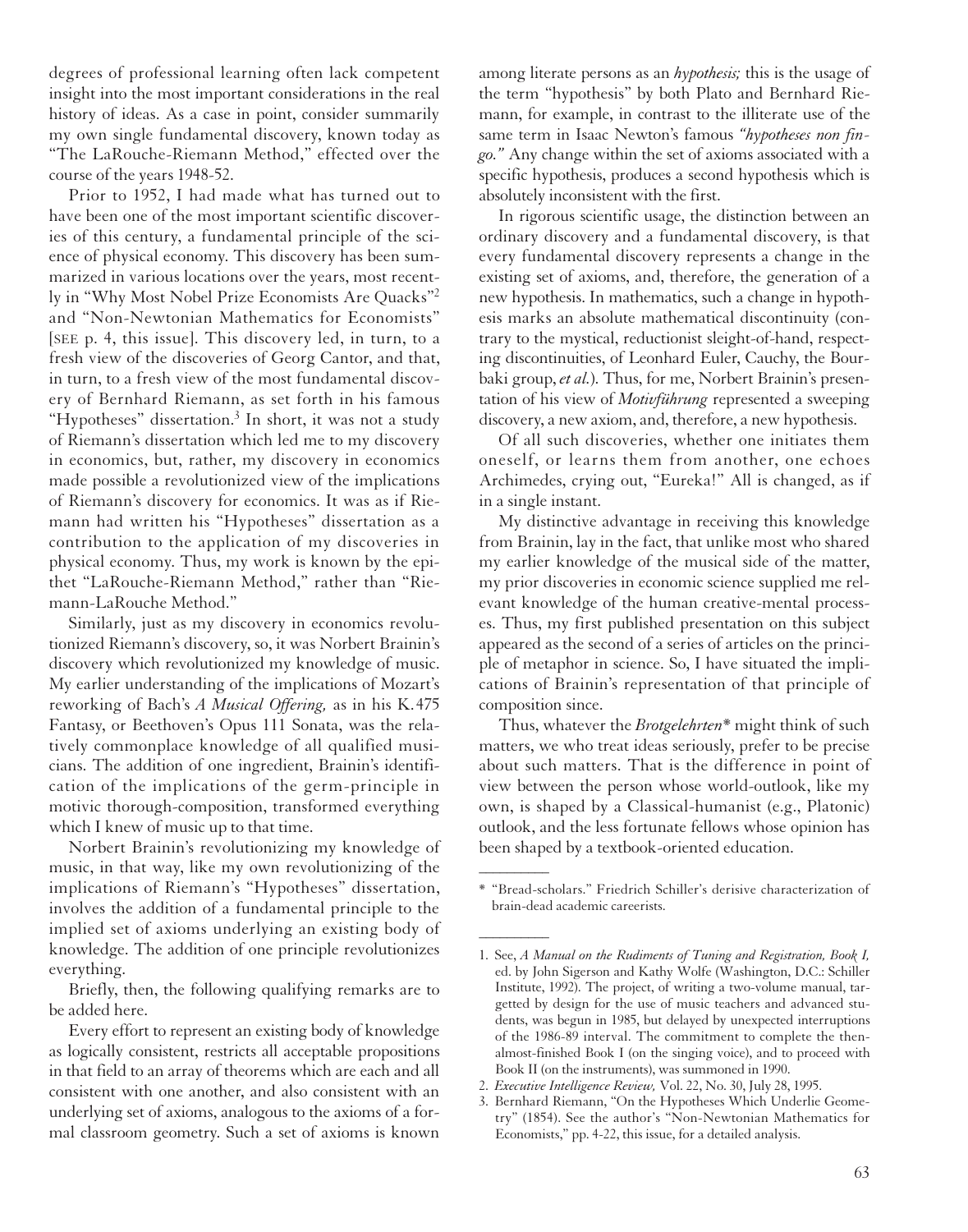degrees of professional learning often lack competent insight into the most important considerations in the real history of ideas. As a case in point, consider summarily my own single fundamental discovery, known today as "The LaRouche-Riemann Method," effected over the course of the years 1948-52.

Prior to 1952, I had made what has turned out to have been one of the most important scientific discoveries of this century, a fundamental principle of the science of physical economy. This discovery has been summarized in various locations over the years, most recently in "Why Most Nobel Prize Economists Are Quacks"[2] and "Non-Newtonian Mathematics for Economists" [SEE p. 4, this issue]. This discovery led, in turn, to a fresh view of the discoveries of Georg Cantor, and that, in turn, to a fresh view of the most fundamental discovery of Bernhard Riemann, as set forth in his famous "Hypotheses" dissertation.[3] In short, it was not a study of Riemann's dissertation which led me to my discovery in economics, but, rather, my discovery in economics made possible a revolutionized view of the implications of Riemann's discovery for economics. It was as if Riemann had written his "Hypotheses" dissertation as a contribution to the application of my discoveries in physical economy. Thus, my work is known by the epithet "LaRouche-Riemann Method," rather than "Riemann-LaRouche Method."

Similarly, just as my discovery in economics revolutionized Riemann's discovery, so, it was Norbert Brainin's discovery which revolutionized my knowledge of music. My earlier understanding of the implications of Mozart's reworking of Bach's *A Musical Offering,* as in his K.475 Fantasy, or Beethoven's Opus 111 Sonata, was the relatively commonplace knowledge of all qualified musicians. The addition of one ingredient, Brainin's identification of the implications of the germ-principle in motivic thorough-composition, transformed everything which I knew of music up to that time.

Norbert Brainin's revolutionizing my knowledge of music, in that way, like my own revolutionizing of the implications of Riemann's "Hypotheses" dissertation, involves the addition of a fundamental principle to the implied set of axioms underlying an existing body of knowledge. The addition of one principle revolutionizes everything.

Briefly, then, the following qualifying remarks are to be added here.

Every effort to represent an existing body of knowledge as logically consistent, restricts all acceptable propositions in that field to an array of theorems which are each and all consistent with one another, and also consistent with an underlying set of axioms, analogous to the axioms of a formal classroom geometry. Such a set of axioms is known among literate persons as an *hypothesis;* this is the usage of the term "hypothesis" by both Plato and Bernhard Riemann, for example, in contrast to the illiterate use of the same term in Isaac Newton's famous *"hypotheses non fingo."* Any change within the set of axioms associated with a specific hypothesis, produces a second hypothesis which is absolutely inconsistent with the first.

In rigorous scientific usage, the distinction between an ordinary discovery and a fundamental discovery, is that every fundamental discovery represents a change in the existing set of axioms, and, therefore, the generation of a new hypothesis. In mathematics, such a change in hypothesis marks an absolute mathematical discontinuity (contrary to the mystical, reductionist sleight-of-hand, respecting discontinuities, of Leonhard Euler, Cauchy, the Bourbaki group, *et al.*). Thus, for me, Norbert Brainin's presentation of his view of *Motivführung* represented a sweeping discovery, a new axiom, and, therefore, a new hypothesis.

Of all such discoveries, whether one initiates them oneself, or learns them from another, one echoes Archimedes, crying out, "Eureka!" All is changed, as if in a single instant.

My distinctive advantage in receiving this knowledge from Brainin, lay in the fact, that unlike most who shared my earlier knowledge of the musical side of the matter, my prior discoveries in economic science supplied me relevant knowledge of the human creative-mental processes. Thus, my first published presentation on this subject appeared as the second of a series of articles on the principle of metaphor in science. So, I have situated the implications of Brainin's representation of that principle of composition since.

Thus, whatever the *Brotgelehrten*\* might think of such matters, we who treat ideas seriously, prefer to be precise about such matters. That is the difference in point of view between the person whose world-outlook, like my own, is shaped by a Classical-humanist (e.g., Platonic) outlook, and the less fortunate fellows whose opinion has been shaped by a textbook-oriented education.

---

\* "Bread-scholars." Friedrich Schiller's derisive characterization of brain-dead academic careerists.

---

1. See, *A Manual on the Rudiments of Tuning and Registration, Book I,* ed. by John Sigerson and Kathy Wolfe (Washington, D.C.: Schiller Institute, 1992). The project, of writing a two-volume manual, targetted by design for the use of music teachers and advanced students, was begun in 1985, but delayed by unexpected interruptions of the 1986-89 interval. The commitment to complete the then-almost-finished Book I (on the singing voice), and to proceed with Book II (on the instruments), was summoned in 1990.
2. *Executive Intelligence Review,* Vol. 22, No. 30, July 28, 1995.
3. Bernhard Riemann, "On the Hypotheses Which Underlie Geometry" (1854). See the author's "Non-Newtonian Mathematics for Economists," pp. 4-22, this issue, for a detailed analysis.